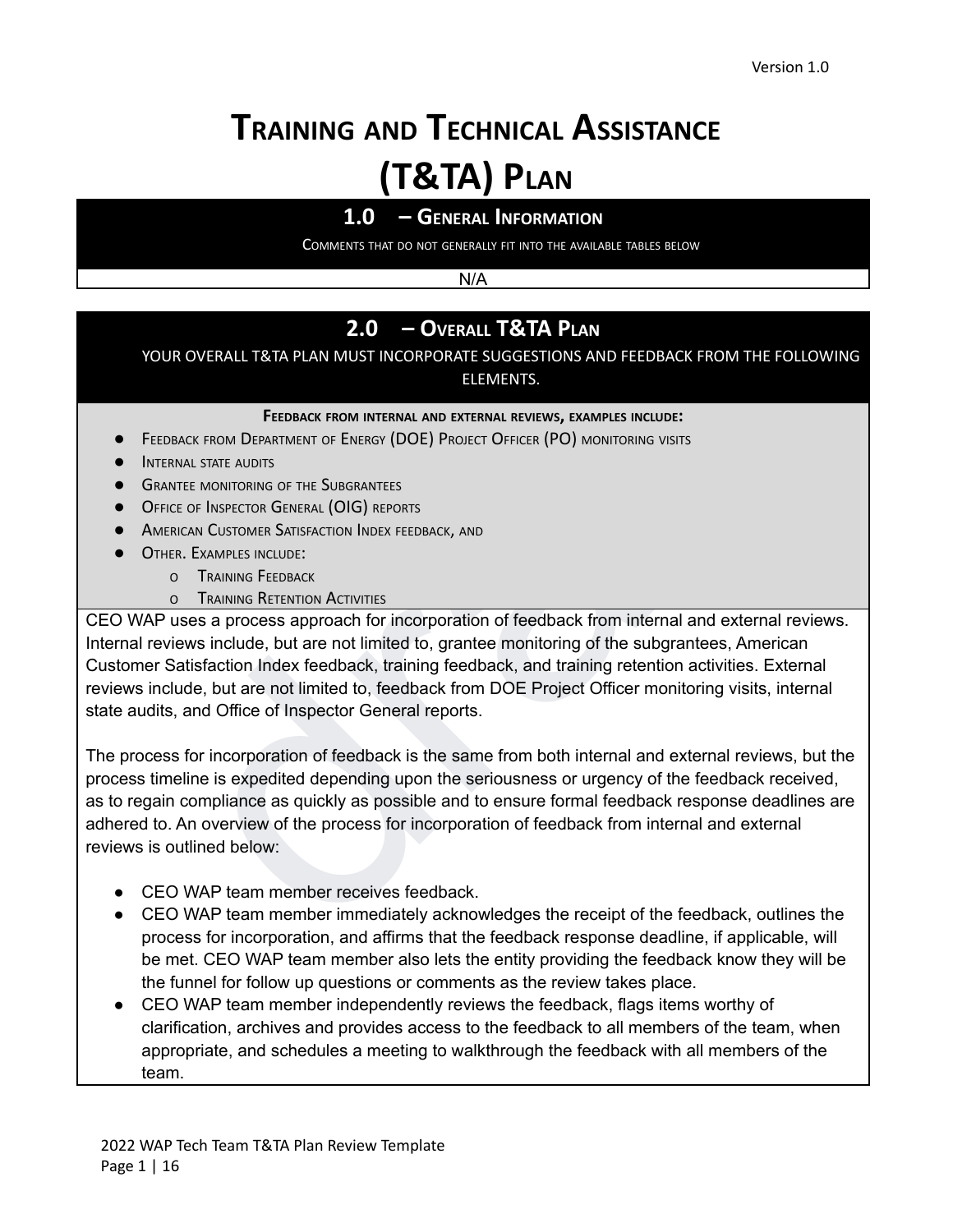# Training and Technical Assistance (T&TA) Plan

## 1.0 – General Information

Comments that do not generally fit into the available tables below

N/A

## 2.0 – Overall T&TA Plan

YOUR OVERALL T&TA PLAN MUST INCORPORATE SUGGESTIONS AND FEEDBACK FROM THE FOLLOWING ELEMENTS.

**Feedback from internal and external reviews, examples include:**

- Feedback from Department of Energy (DOE) Project Officer (PO) monitoring visits
- Internal state audits
- Grantee monitoring of the Subgrantees
- Office of Inspector General (OIG) reports
- American Customer Satisfaction Index feedback, and
- Other. Examples include:
  - Training Feedback
  - Training Retention Activities

CEO WAP uses a process approach for incorporation of feedback from internal and external reviews. Internal reviews include, but are not limited to, grantee monitoring of the subgrantees, American Customer Satisfaction Index feedback, training feedback, and training retention activities. External reviews include, but are not limited to, feedback from DOE Project Officer monitoring visits, internal state audits, and Office of Inspector General reports.

The process for incorporation of feedback is the same from both internal and external reviews, but the process timeline is expedited depending upon the seriousness or urgency of the feedback received, as to regain compliance as quickly as possible and to ensure formal feedback response deadlines are adhered to. An overview of the process for incorporation of feedback from internal and external reviews is outlined below:

- CEO WAP team member receives feedback.
- CEO WAP team member immediately acknowledges the receipt of the feedback, outlines the process for incorporation, and affirms that the feedback response deadline, if applicable, will be met. CEO WAP team member also lets the entity providing the feedback know they will be the funnel for follow up questions or comments as the review takes place.
- CEO WAP team member independently reviews the feedback, flags items worthy of clarification, archives and provides access to the feedback to all members of the team, when appropriate, and schedules a meeting to walkthrough the feedback with all members of the team.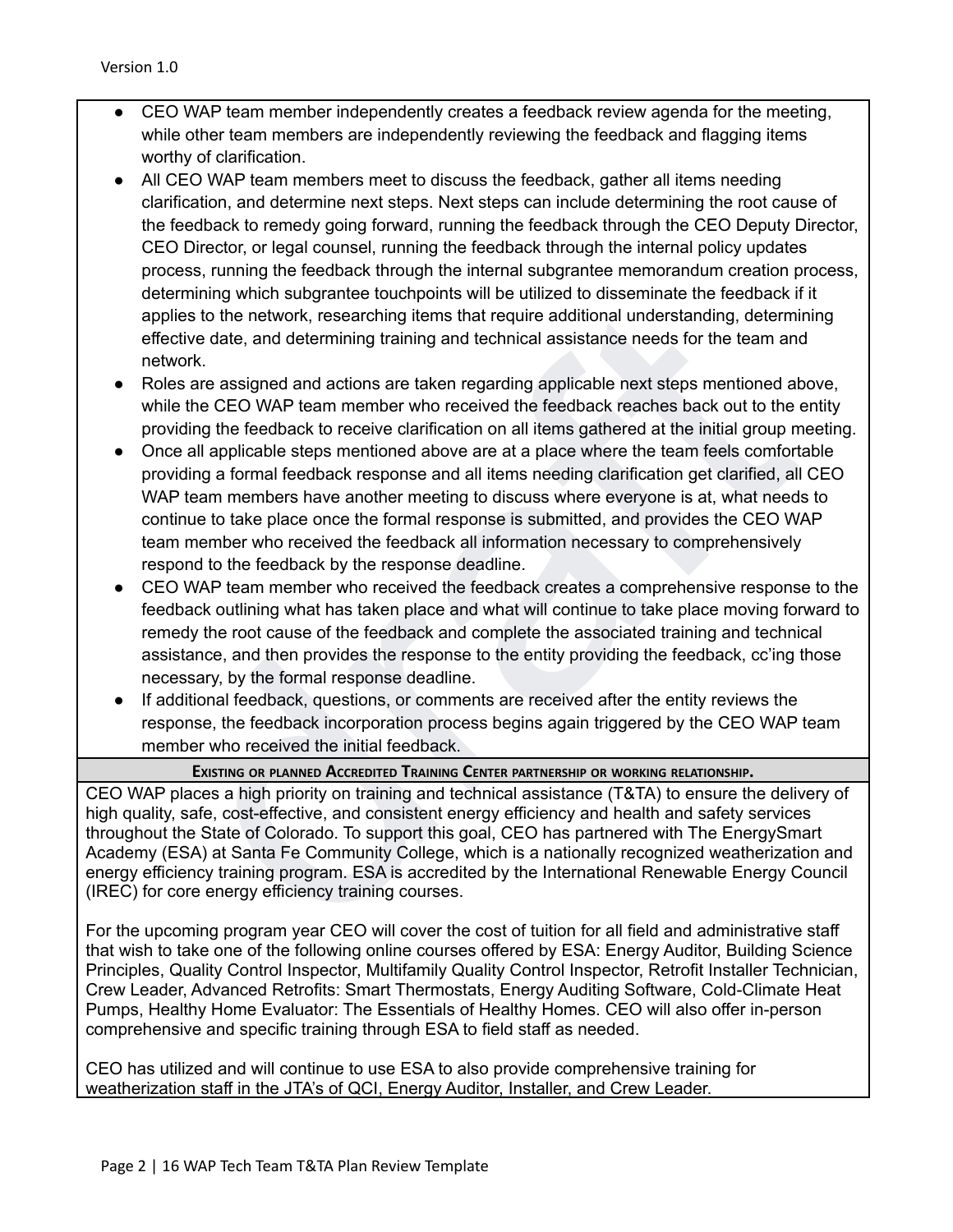- CEO WAP team member independently creates a feedback review agenda for the meeting, while other team members are independently reviewing the feedback and flagging items worthy of clarification.
- All CEO WAP team members meet to discuss the feedback, gather all items needing clarification, and determine next steps. Next steps can include determining the root cause of the feedback to remedy going forward, running the feedback through the CEO Deputy Director, CEO Director, or legal counsel, running the feedback through the internal policy updates process, running the feedback through the internal subgrantee memorandum creation process, determining which subgrantee touchpoints will be utilized to disseminate the feedback if it applies to the network, researching items that require additional understanding, determining effective date, and determining training and technical assistance needs for the team and network.
- Roles are assigned and actions are taken regarding applicable next steps mentioned above, while the CEO WAP team member who received the feedback reaches back out to the entity providing the feedback to receive clarification on all items gathered at the initial group meeting.
- Once all applicable steps mentioned above are at a place where the team feels comfortable providing a formal feedback response and all items needing clarification get clarified, all CEO WAP team members have another meeting to discuss where everyone is at, what needs to continue to take place once the formal response is submitted, and provides the CEO WAP team member who received the feedback all information necessary to comprehensively respond to the feedback by the response deadline.
- CEO WAP team member who received the feedback creates a comprehensive response to the feedback outlining what has taken place and what will continue to take place moving forward to remedy the root cause of the feedback and complete the associated training and technical assistance, and then provides the response to the entity providing the feedback, cc'ing those necessary, by the formal response deadline.
- If additional feedback, questions, or comments are received after the entity reviews the response, the feedback incorporation process begins again triggered by the CEO WAP team member who received the initial feedback.

**Existing or planned Accredited Training Center partnership or working relationship.**

CEO WAP places a high priority on training and technical assistance (T&TA) to ensure the delivery of high quality, safe, cost-effective, and consistent energy efficiency and health and safety services throughout the State of Colorado. To support this goal, CEO has partnered with The EnergySmart Academy (ESA) at Santa Fe Community College, which is a nationally recognized weatherization and energy efficiency training program. ESA is accredited by the International Renewable Energy Council (IREC) for core energy efficiency training courses.

For the upcoming program year CEO will cover the cost of tuition for all field and administrative staff that wish to take one of the following online courses offered by ESA: Energy Auditor, Building Science Principles, Quality Control Inspector, Multifamily Quality Control Inspector, Retrofit Installer Technician, Crew Leader, Advanced Retrofits: Smart Thermostats, Energy Auditing Software, Cold-Climate Heat Pumps, Healthy Home Evaluator: The Essentials of Healthy Homes. CEO will also offer in-person comprehensive and specific training through ESA to field staff as needed.

CEO has utilized and will continue to use ESA to also provide comprehensive training for weatherization staff in the JTA's of QCI, Energy Auditor, Installer, and Crew Leader.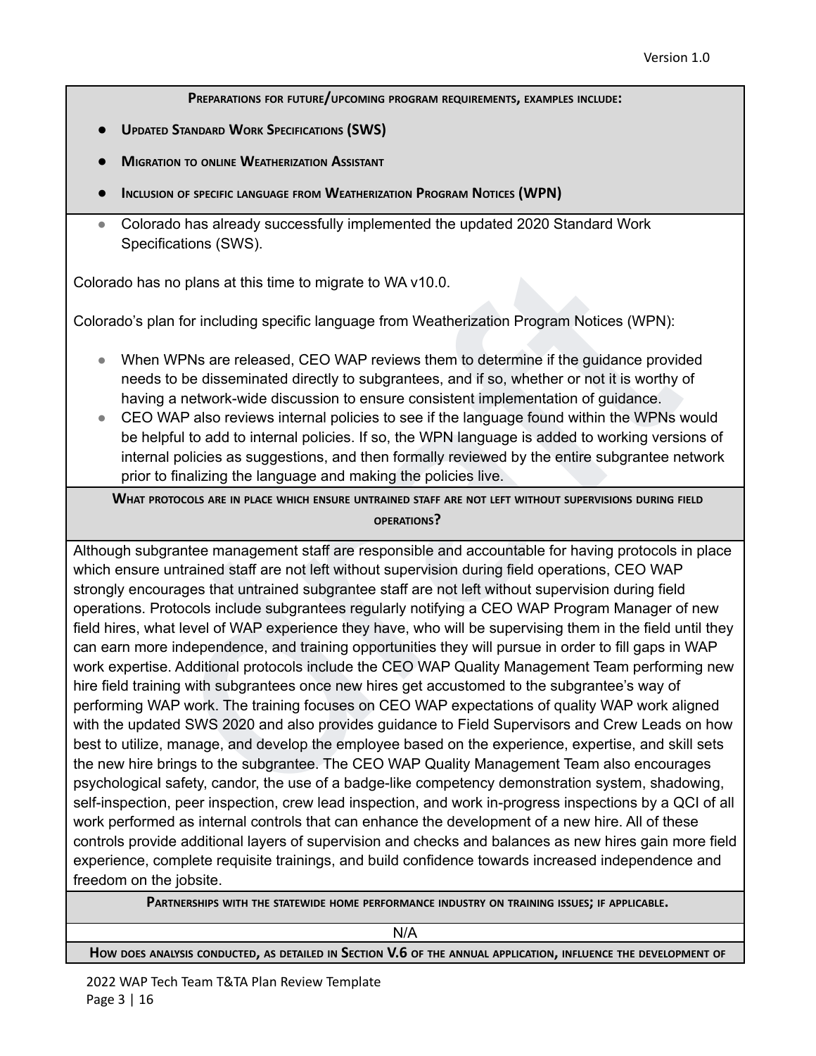**Preparations for future/upcoming program requirements, examples include:**

- **Updated Standard Work Specifications (SWS)**
- **Migration to online Weatherization Assistant**
- **Inclusion of specific language from Weatherization Program Notices (WPN)**

- Colorado has already successfully implemented the updated 2020 Standard Work Specifications (SWS).

Colorado has no plans at this time to migrate to WA v10.0.

Colorado's plan for including specific language from Weatherization Program Notices (WPN):

- When WPNs are released, CEO WAP reviews them to determine if the guidance provided needs to be disseminated directly to subgrantees, and if so, whether or not it is worthy of having a network-wide discussion to ensure consistent implementation of guidance.
- CEO WAP also reviews internal policies to see if the language found within the WPNs would be helpful to add to internal policies. If so, the WPN language is added to working versions of internal policies as suggestions, and then formally reviewed by the entire subgrantee network prior to finalizing the language and making the policies live.

**What protocols are in place which ensure untrained staff are not left without supervisions during field operations?**

Although subgrantee management staff are responsible and accountable for having protocols in place which ensure untrained staff are not left without supervision during field operations, CEO WAP strongly encourages that untrained subgrantee staff are not left without supervision during field operations. Protocols include subgrantees regularly notifying a CEO WAP Program Manager of new field hires, what level of WAP experience they have, who will be supervising them in the field until they can earn more independence, and training opportunities they will pursue in order to fill gaps in WAP work expertise. Additional protocols include the CEO WAP Quality Management Team performing new hire field training with subgrantees once new hires get accustomed to the subgrantee's way of performing WAP work. The training focuses on CEO WAP expectations of quality WAP work aligned with the updated SWS 2020 and also provides guidance to Field Supervisors and Crew Leads on how best to utilize, manage, and develop the employee based on the experience, expertise, and skill sets the new hire brings to the subgrantee. The CEO WAP Quality Management Team also encourages psychological safety, candor, the use of a badge-like competency demonstration system, shadowing, self-inspection, peer inspection, crew lead inspection, and work in-progress inspections by a QCI of all work performed as internal controls that can enhance the development of a new hire. All of these controls provide additional layers of supervision and checks and balances as new hires gain more field experience, complete requisite trainings, and build confidence towards increased independence and freedom on the jobsite.

**Partnerships with the statewide home performance industry on training issues; if applicable.**

N/A

**How does analysis conducted, as detailed in Section V.6 of the annual application, influence the development of**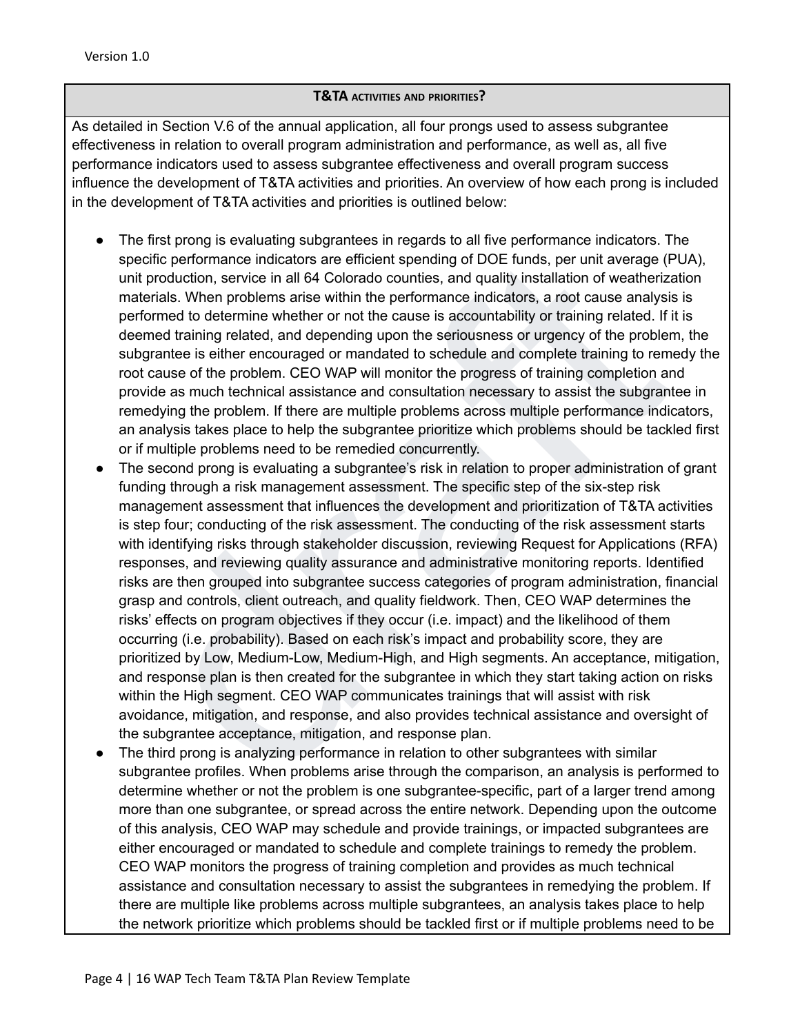### T&TA activities and priorities?

As detailed in Section V.6 of the annual application, all four prongs used to assess subgrantee effectiveness in relation to overall program administration and performance, as well as, all five performance indicators used to assess subgrantee effectiveness and overall program success influence the development of T&TA activities and priorities. An overview of how each prong is included in the development of T&TA activities and priorities is outlined below:

- The first prong is evaluating subgrantees in regards to all five performance indicators. The specific performance indicators are efficient spending of DOE funds, per unit average (PUA), unit production, service in all 64 Colorado counties, and quality installation of weatherization materials. When problems arise within the performance indicators, a root cause analysis is performed to determine whether or not the cause is accountability or training related. If it is deemed training related, and depending upon the seriousness or urgency of the problem, the subgrantee is either encouraged or mandated to schedule and complete training to remedy the root cause of the problem. CEO WAP will monitor the progress of training completion and provide as much technical assistance and consultation necessary to assist the subgrantee in remedying the problem. If there are multiple problems across multiple performance indicators, an analysis takes place to help the subgrantee prioritize which problems should be tackled first or if multiple problems need to be remedied concurrently.
- The second prong is evaluating a subgrantee's risk in relation to proper administration of grant funding through a risk management assessment. The specific step of the six-step risk management assessment that influences the development and prioritization of T&TA activities is step four; conducting of the risk assessment. The conducting of the risk assessment starts with identifying risks through stakeholder discussion, reviewing Request for Applications (RFA) responses, and reviewing quality assurance and administrative monitoring reports. Identified risks are then grouped into subgrantee success categories of program administration, financial grasp and controls, client outreach, and quality fieldwork. Then, CEO WAP determines the risks' effects on program objectives if they occur (i.e. impact) and the likelihood of them occurring (i.e. probability). Based on each risk's impact and probability score, they are prioritized by Low, Medium-Low, Medium-High, and High segments. An acceptance, mitigation, and response plan is then created for the subgrantee in which they start taking action on risks within the High segment. CEO WAP communicates trainings that will assist with risk avoidance, mitigation, and response, and also provides technical assistance and oversight of the subgrantee acceptance, mitigation, and response plan.
- The third prong is analyzing performance in relation to other subgrantees with similar subgrantee profiles. When problems arise through the comparison, an analysis is performed to determine whether or not the problem is one subgrantee-specific, part of a larger trend among more than one subgrantee, or spread across the entire network. Depending upon the outcome of this analysis, CEO WAP may schedule and provide trainings, or impacted subgrantees are either encouraged or mandated to schedule and complete trainings to remedy the problem. CEO WAP monitors the progress of training completion and provides as much technical assistance and consultation necessary to assist the subgrantees in remedying the problem. If there are multiple like problems across multiple subgrantees, an analysis takes place to help the network prioritize which problems should be tackled first or if multiple problems need to be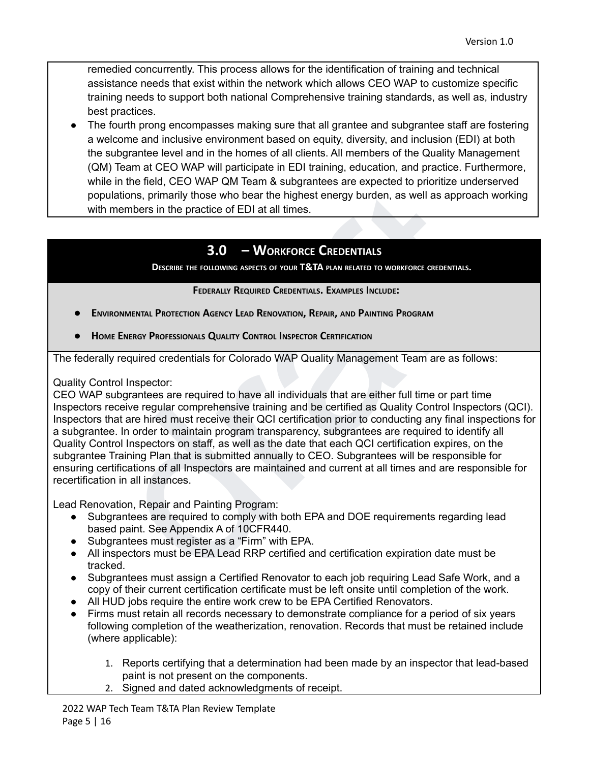remedied concurrently. This process allows for the identification of training and technical assistance needs that exist within the network which allows CEO WAP to customize specific training needs to support both national Comprehensive training standards, as well as, industry best practices.

- The fourth prong encompasses making sure that all grantee and subgrantee staff are fostering a welcome and inclusive environment based on equity, diversity, and inclusion (EDI) at both the subgrantee level and in the homes of all clients. All members of the Quality Management (QM) Team at CEO WAP will participate in EDI training, education, and practice. Furthermore, while in the field, CEO WAP QM Team & subgrantees are expected to prioritize underserved populations, primarily those who bear the highest energy burden, as well as approach working with members in the practice of EDI at all times.

## 3.0 – Workforce Credentials

**Describe the following aspects of your T&TA plan related to workforce credentials.**

**Federally Required Credentials. Examples Include:**

- **Environmental Protection Agency Lead Renovation, Repair, and Painting Program**
- **Home Energy Professionals Quality Control Inspector Certification**

The federally required credentials for Colorado WAP Quality Management Team are as follows:

Quality Control Inspector:
CEO WAP subgrantees are required to have all individuals that are either full time or part time Inspectors receive regular comprehensive training and be certified as Quality Control Inspectors (QCI). Inspectors that are hired must receive their QCI certification prior to conducting any final inspections for a subgrantee. In order to maintain program transparency, subgrantees are required to identify all Quality Control Inspectors on staff, as well as the date that each QCI certification expires, on the subgrantee Training Plan that is submitted annually to CEO. Subgrantees will be responsible for ensuring certifications of all Inspectors are maintained and current at all times and are responsible for recertification in all instances.

Lead Renovation, Repair and Painting Program:

- Subgrantees are required to comply with both EPA and DOE requirements regarding lead based paint. See Appendix A of 10CFR440.
- Subgrantees must register as a "Firm" with EPA.
- All inspectors must be EPA Lead RRP certified and certification expiration date must be tracked.
- Subgrantees must assign a Certified Renovator to each job requiring Lead Safe Work, and a copy of their current certification certificate must be left onsite until completion of the work.
- All HUD jobs require the entire work crew to be EPA Certified Renovators.
- Firms must retain all records necessary to demonstrate compliance for a period of six years following completion of the weatherization, renovation. Records that must be retained include (where applicable):

    1. Reports certifying that a determination had been made by an inspector that lead-based paint is not present on the components.
    2. Signed and dated acknowledgments of receipt.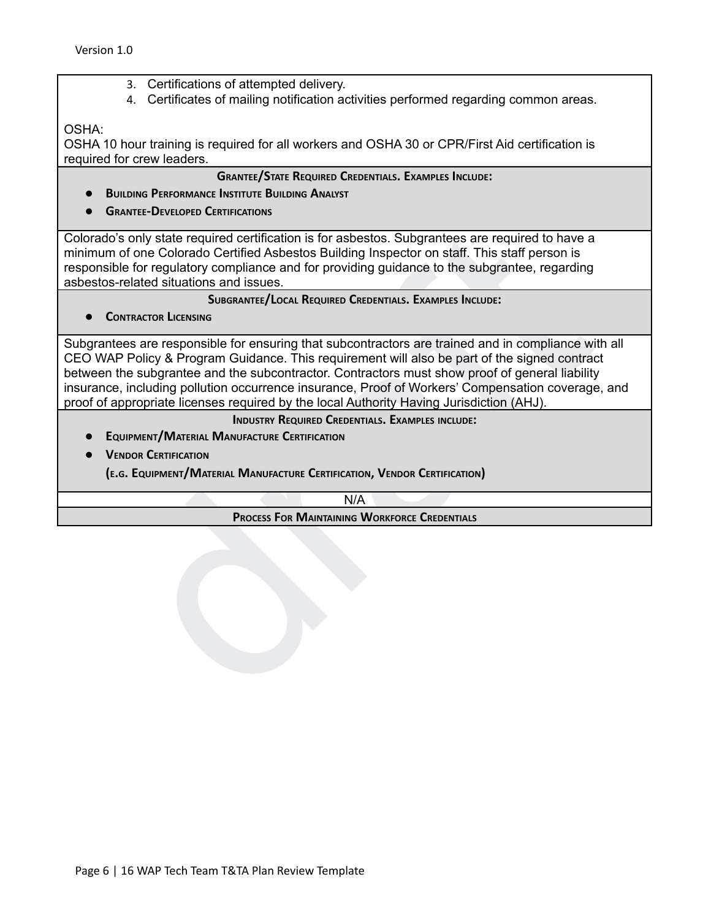3. Certifications of attempted delivery.
4. Certificates of mailing notification activities performed regarding common areas.

OSHA:
OSHA 10 hour training is required for all workers and OSHA 30 or CPR/First Aid certification is required for crew leaders.

**Grantee/State Required Credentials. Examples Include:**

- **Building Performance Institute Building Analyst**
- **Grantee-Developed Certifications**

Colorado's only state required certification is for asbestos. Subgrantees are required to have a minimum of one Colorado Certified Asbestos Building Inspector on staff. This staff person is responsible for regulatory compliance and for providing guidance to the subgrantee, regarding asbestos-related situations and issues.

**Subgrantee/Local Required Credentials. Examples Include:**

- **Contractor Licensing**

Subgrantees are responsible for ensuring that subcontractors are trained and in compliance with all CEO WAP Policy & Program Guidance. This requirement will also be part of the signed contract between the subgrantee and the subcontractor. Contractors must show proof of general liability insurance, including pollution occurrence insurance, Proof of Workers' Compensation coverage, and proof of appropriate licenses required by the local Authority Having Jurisdiction (AHJ).

**Industry Required Credentials. Examples include:**

- **Equipment/Material Manufacture Certification**
- **Vendor Certification**

**(e.g. Equipment/Material Manufacture Certification, Vendor Certification)**

N/A

**Process For Maintaining Workforce Credentials**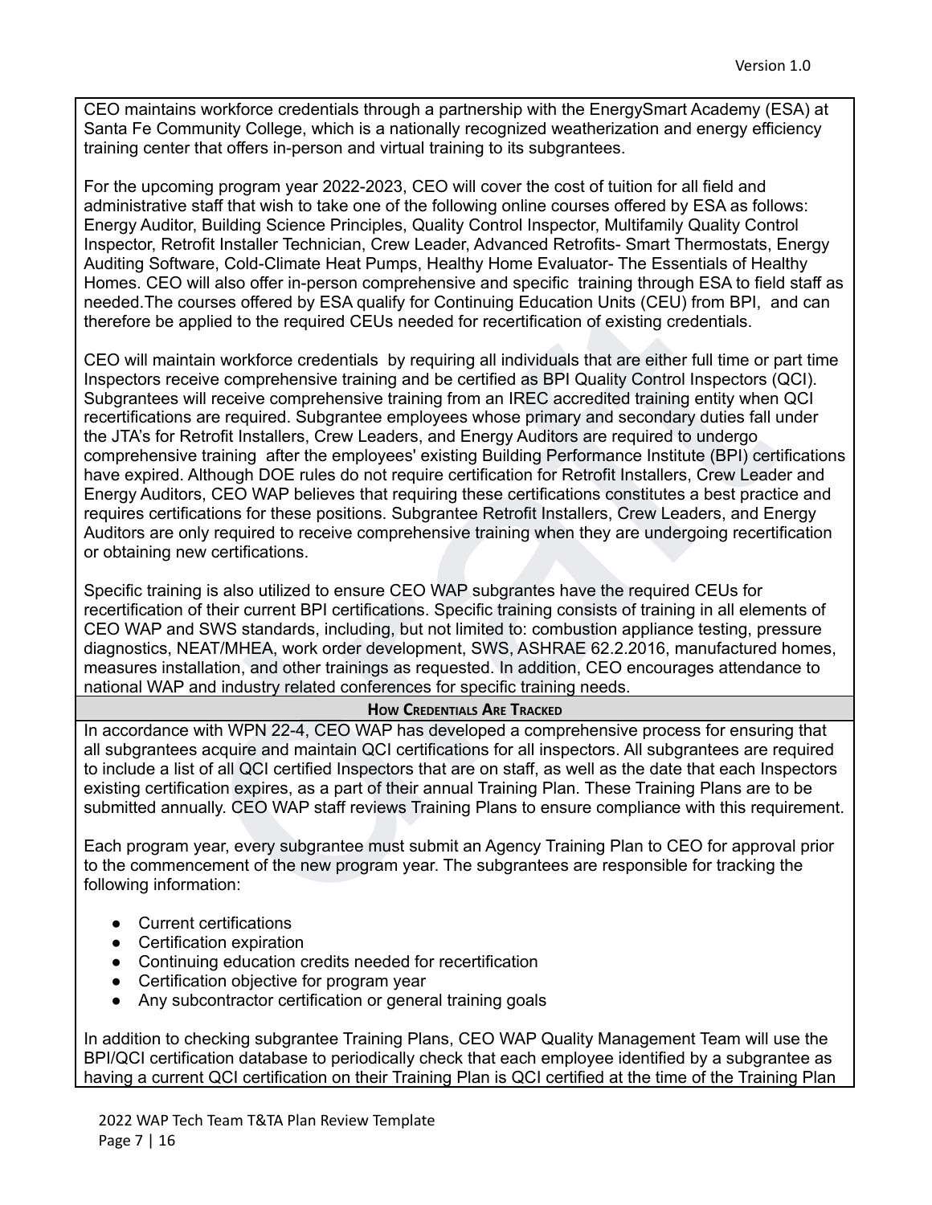CEO maintains workforce credentials through a partnership with the EnergySmart Academy (ESA) at Santa Fe Community College, which is a nationally recognized weatherization and energy efficiency training center that offers in-person and virtual training to its subgrantees.

For the upcoming program year 2022-2023, CEO will cover the cost of tuition for all field and administrative staff that wish to take one of the following online courses offered by ESA as follows: Energy Auditor, Building Science Principles, Quality Control Inspector, Multifamily Quality Control Inspector, Retrofit Installer Technician, Crew Leader, Advanced Retrofits- Smart Thermostats, Energy Auditing Software, Cold-Climate Heat Pumps, Healthy Home Evaluator- The Essentials of Healthy Homes. CEO will also offer in-person comprehensive and specific training through ESA to field staff as needed.The courses offered by ESA qualify for Continuing Education Units (CEU) from BPI, and can therefore be applied to the required CEUs needed for recertification of existing credentials.

CEO will maintain workforce credentials by requiring all individuals that are either full time or part time Inspectors receive comprehensive training and be certified as BPI Quality Control Inspectors (QCI). Subgrantees will receive comprehensive training from an IREC accredited training entity when QCI recertifications are required. Subgrantee employees whose primary and secondary duties fall under the JTA's for Retrofit Installers, Crew Leaders, and Energy Auditors are required to undergo comprehensive training after the employees' existing Building Performance Institute (BPI) certifications have expired. Although DOE rules do not require certification for Retrofit Installers, Crew Leader and Energy Auditors, CEO WAP believes that requiring these certifications constitutes a best practice and requires certifications for these positions. Subgrantee Retrofit Installers, Crew Leaders, and Energy Auditors are only required to receive comprehensive training when they are undergoing recertification or obtaining new certifications.

Specific training is also utilized to ensure CEO WAP subgrantes have the required CEUs for recertification of their current BPI certifications. Specific training consists of training in all elements of CEO WAP and SWS standards, including, but not limited to: combustion appliance testing, pressure diagnostics, NEAT/MHEA, work order development, SWS, ASHRAE 62.2.2016, manufactured homes, measures installation, and other trainings as requested. In addition, CEO encourages attendance to national WAP and industry related conferences for specific training needs.

**How Credentials Are Tracked**

In accordance with WPN 22-4, CEO WAP has developed a comprehensive process for ensuring that all subgrantees acquire and maintain QCI certifications for all inspectors. All subgrantees are required to include a list of all QCI certified Inspectors that are on staff, as well as the date that each Inspectors existing certification expires, as a part of their annual Training Plan. These Training Plans are to be submitted annually. CEO WAP staff reviews Training Plans to ensure compliance with this requirement.

Each program year, every subgrantee must submit an Agency Training Plan to CEO for approval prior to the commencement of the new program year. The subgrantees are responsible for tracking the following information:

- Current certifications
- Certification expiration
- Continuing education credits needed for recertification
- Certification objective for program year
- Any subcontractor certification or general training goals

In addition to checking subgrantee Training Plans, CEO WAP Quality Management Team will use the BPI/QCI certification database to periodically check that each employee identified by a subgrantee as having a current QCI certification on their Training Plan is QCI certified at the time of the Training Plan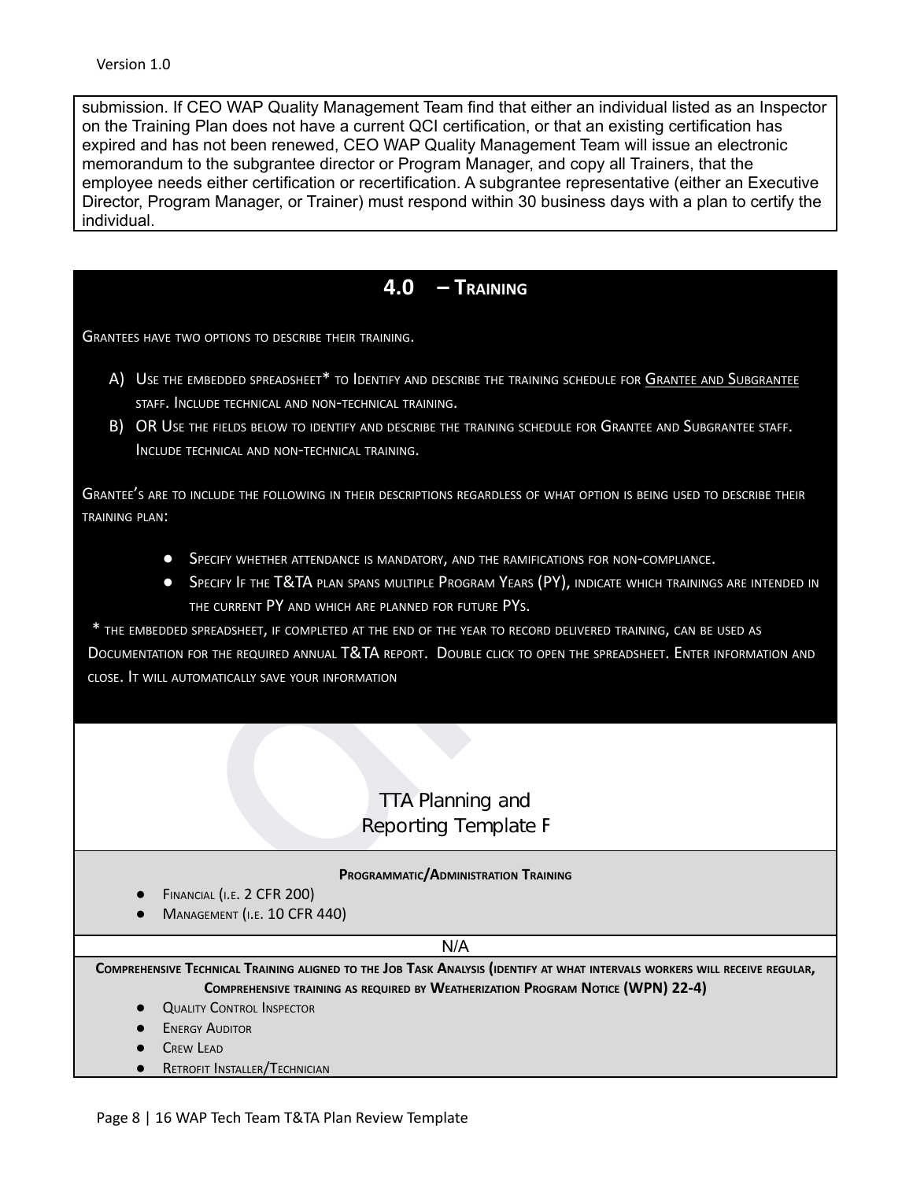submission. If CEO WAP Quality Management Team find that either an individual listed as an Inspector on the Training Plan does not have a current QCI certification, or that an existing certification has expired and has not been renewed, CEO WAP Quality Management Team will issue an electronic memorandum to the subgrantee director or Program Manager, and copy all Trainers, that the employee needs either certification or recertification. A subgrantee representative (either an Executive Director, Program Manager, or Trainer) must respond within 30 business days with a plan to certify the individual.

## 4.0 – Training

Grantees have two options to describe their training.

A) Use the embedded spreadsheet* to Identify and describe the training schedule for Grantee and Subgrantee staff. Include technical and non-technical training.

B) OR Use the fields below to identify and describe the training schedule for Grantee and Subgrantee staff. Include technical and non-technical training.

Grantee's are to include the following in their descriptions regardless of what option is being used to describe their training plan:

- Specify whether attendance is mandatory, and the ramifications for non-compliance.
- Specify If the T&TA plan spans multiple Program Years (PY), indicate which trainings are intended in the current PY and which are planned for future PYs.

* the embedded spreadsheet, if completed at the end of the year to record delivered training, can be used as Documentation for the required annual T&TA report. Double click to open the spreadsheet. Enter information and close. It will automatically save your information

TTA Planning and
Reporting Template F

**Programmatic/Administration Training**

- Financial (i.e. 2 CFR 200)
- Management (i.e. 10 CFR 440)

N/A

**Comprehensive Technical Training aligned to the Job Task Analysis (identify at what intervals workers will receive regular, Comprehensive training as required by Weatherization Program Notice (WPN) 22-4)**

- Quality Control Inspector
- Energy Auditor
- Crew Lead
- Retrofit Installer/Technician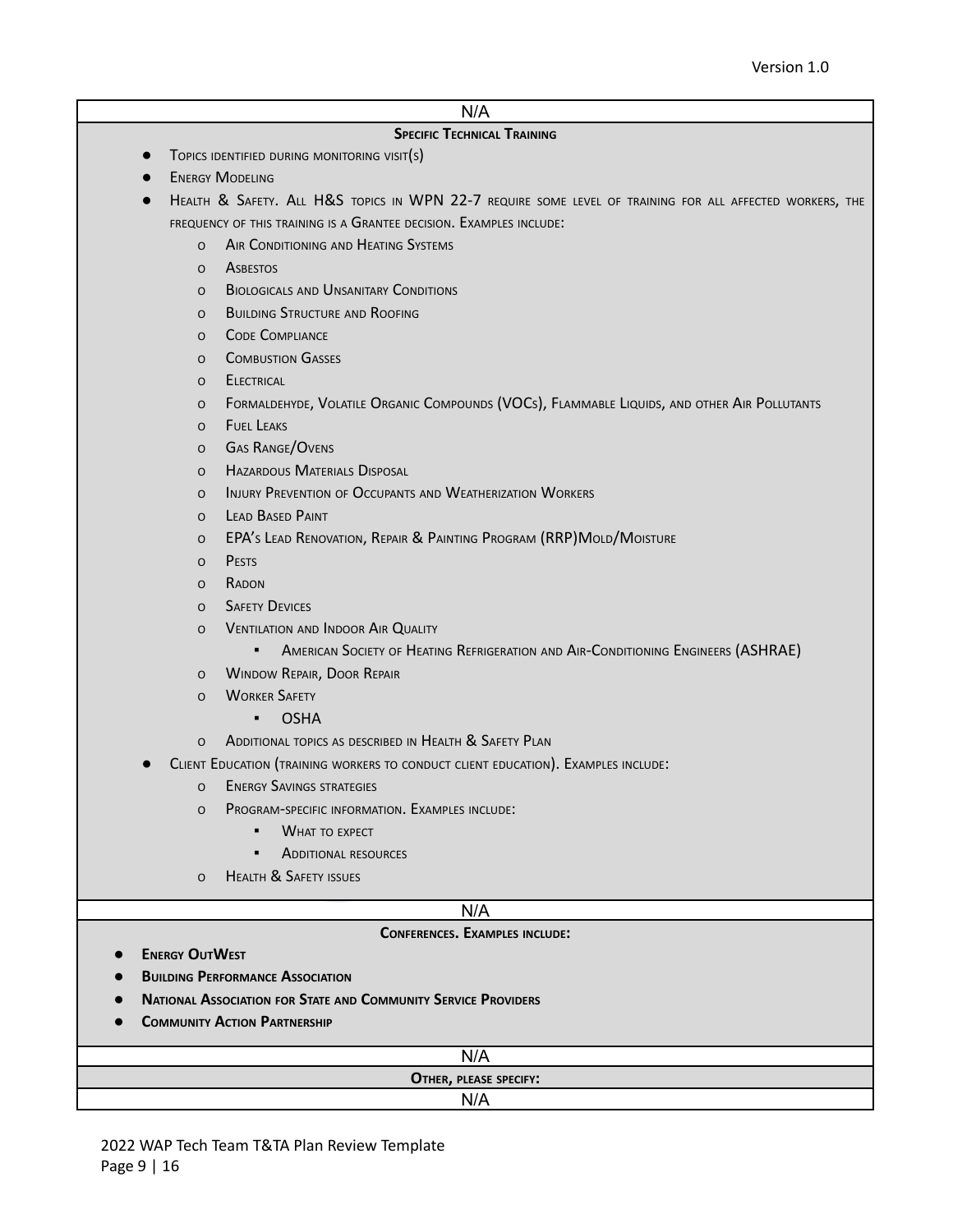N/A

**Specific Technical Training**

- Topics identified during monitoring visit(s)
- Energy Modeling
- Health & Safety. All H&S topics in WPN 22-7 require some level of training for all affected workers, the frequency of this training is a Grantee decision. Examples include:
  - Air Conditioning and Heating Systems
  - Asbestos
  - Biologicals and Unsanitary Conditions
  - Building Structure and Roofing
  - Code Compliance
  - Combustion Gasses
  - Electrical
  - Formaldehyde, Volatile Organic Compounds (VOCs), Flammable Liquids, and other Air Pollutants
  - Fuel Leaks
  - Gas Range/Ovens
  - Hazardous Materials Disposal
  - Injury Prevention of Occupants and Weatherization Workers
  - Lead Based Paint
  - EPA's Lead Renovation, Repair & Painting Program (RRP)Mold/Moisture
  - Pests
  - Radon
  - Safety Devices
  - Ventilation and Indoor Air Quality
    - American Society of Heating Refrigeration and Air-Conditioning Engineers (ASHRAE)
  - Window Repair, Door Repair
  - Worker Safety
    - OSHA
  - Additional topics as described in Health & Safety Plan
- Client Education (training workers to conduct client education). Examples include:
  - Energy Savings strategies
  - Program-specific information. Examples include:
    - What to expect
    - Additional resources
  - Health & Safety issues

N/A

**Conferences. Examples include:**

- **Energy OutWest**
- **Building Performance Association**
- **National Association for State and Community Service Providers**
- **Community Action Partnership**

N/A

**Other, please specify:**

N/A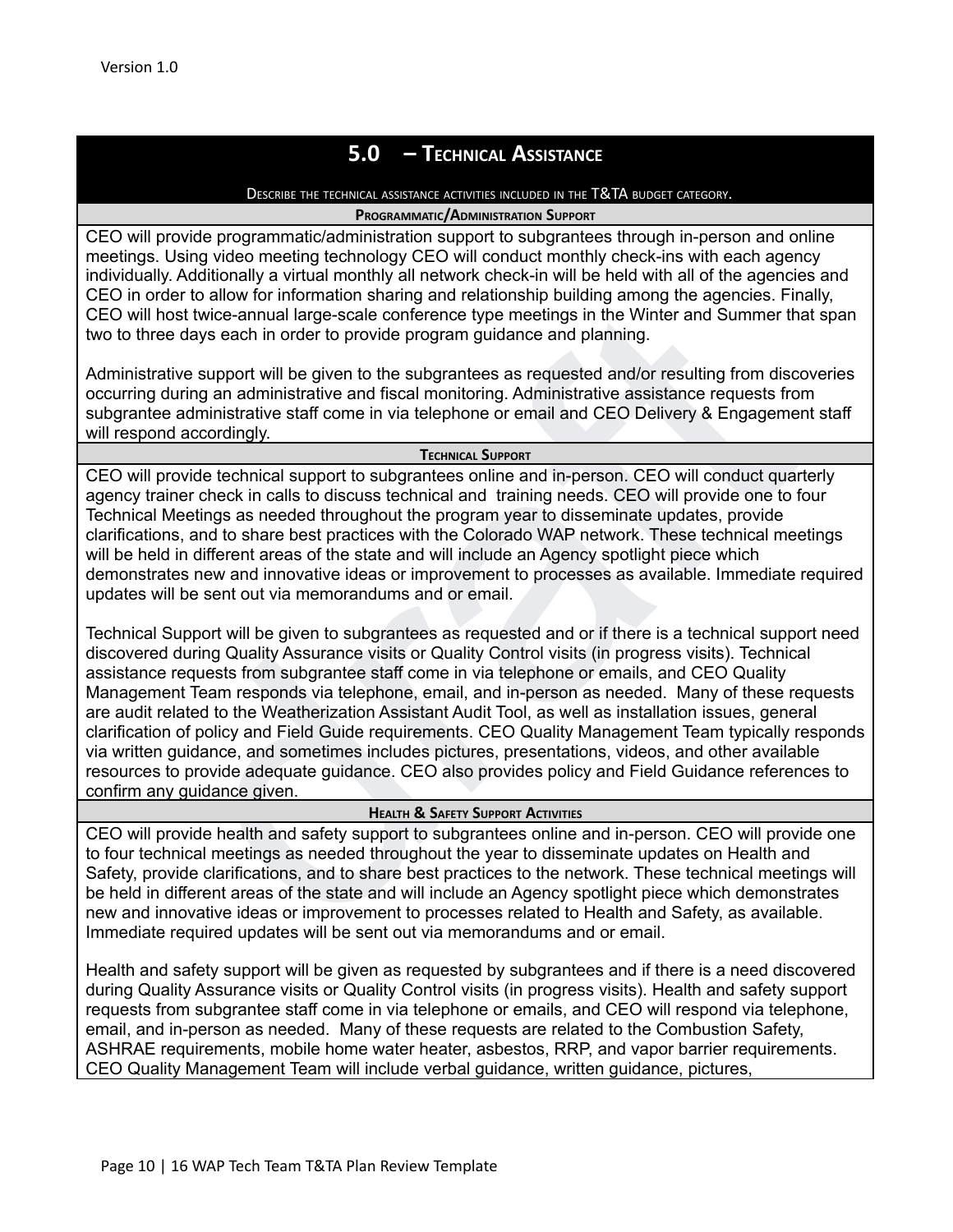## 5.0 – Technical Assistance

Describe the technical assistance activities included in the T&TA budget category.

### Programmatic/Administration Support

CEO will provide programmatic/administration support to subgrantees through in-person and online meetings. Using video meeting technology CEO will conduct monthly check-ins with each agency individually. Additionally a virtual monthly all network check-in will be held with all of the agencies and CEO in order to allow for information sharing and relationship building among the agencies. Finally, CEO will host twice-annual large-scale conference type meetings in the Winter and Summer that span two to three days each in order to provide program guidance and planning.

Administrative support will be given to the subgrantees as requested and/or resulting from discoveries occurring during an administrative and fiscal monitoring. Administrative assistance requests from subgrantee administrative staff come in via telephone or email and CEO Delivery & Engagement staff will respond accordingly.

### Technical Support

CEO will provide technical support to subgrantees online and in-person. CEO will conduct quarterly agency trainer check in calls to discuss technical and training needs. CEO will provide one to four Technical Meetings as needed throughout the program year to disseminate updates, provide clarifications, and to share best practices with the Colorado WAP network. These technical meetings will be held in different areas of the state and will include an Agency spotlight piece which demonstrates new and innovative ideas or improvement to processes as available. Immediate required updates will be sent out via memorandums and or email.

Technical Support will be given to subgrantees as requested and or if there is a technical support need discovered during Quality Assurance visits or Quality Control visits (in progress visits). Technical assistance requests from subgrantee staff come in via telephone or emails, and CEO Quality Management Team responds via telephone, email, and in-person as needed. Many of these requests are audit related to the Weatherization Assistant Audit Tool, as well as installation issues, general clarification of policy and Field Guide requirements. CEO Quality Management Team typically responds via written guidance, and sometimes includes pictures, presentations, videos, and other available resources to provide adequate guidance. CEO also provides policy and Field Guidance references to confirm any guidance given.

### Health & Safety Support Activities

CEO will provide health and safety support to subgrantees online and in-person. CEO will provide one to four technical meetings as needed throughout the year to disseminate updates on Health and Safety, provide clarifications, and to share best practices to the network. These technical meetings will be held in different areas of the state and will include an Agency spotlight piece which demonstrates new and innovative ideas or improvement to processes related to Health and Safety, as available. Immediate required updates will be sent out via memorandums and or email.

Health and safety support will be given as requested by subgrantees and if there is a need discovered during Quality Assurance visits or Quality Control visits (in progress visits). Health and safety support requests from subgrantee staff come in via telephone or emails, and CEO will respond via telephone, email, and in-person as needed. Many of these requests are related to the Combustion Safety, ASHRAE requirements, mobile home water heater, asbestos, RRP, and vapor barrier requirements. CEO Quality Management Team will include verbal guidance, written guidance, pictures,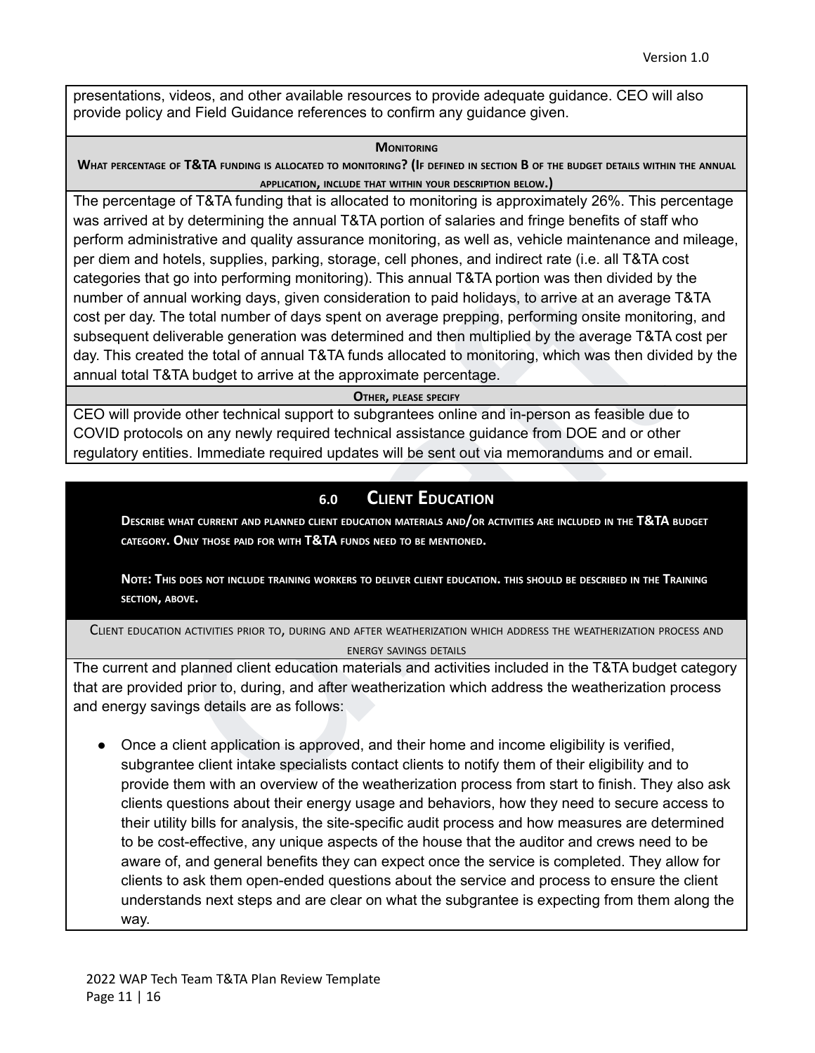presentations, videos, and other available resources to provide adequate guidance. CEO will also provide policy and Field Guidance references to confirm any guidance given.

**Monitoring**

**What percentage of T&TA funding is allocated to monitoring? (If defined in section B of the budget details within the annual application, include that within your description below.)**

The percentage of T&TA funding that is allocated to monitoring is approximately 26%. This percentage was arrived at by determining the annual T&TA portion of salaries and fringe benefits of staff who perform administrative and quality assurance monitoring, as well as, vehicle maintenance and mileage, per diem and hotels, supplies, parking, storage, cell phones, and indirect rate (i.e. all T&TA cost categories that go into performing monitoring). This annual T&TA portion was then divided by the number of annual working days, given consideration to paid holidays, to arrive at an average T&TA cost per day. The total number of days spent on average prepping, performing onsite monitoring, and subsequent deliverable generation was determined and then multiplied by the average T&TA cost per day. This created the total of annual T&TA funds allocated to monitoring, which was then divided by the annual total T&TA budget to arrive at the approximate percentage.

**Other, please specify**

CEO will provide other technical support to subgrantees online and in-person as feasible due to COVID protocols on any newly required technical assistance guidance from DOE and or other regulatory entities. Immediate required updates will be sent out via memorandums and or email.

## 6.0 Client Education

**Describe what current and planned client education materials and/or activities are included in the T&TA budget category. Only those paid for with T&TA funds need to be mentioned.**

**Note: This does not include training workers to deliver client education. this should be described in the Training section, above.**

Client education activities prior to, during and after weatherization which address the weatherization process and energy savings details

The current and planned client education materials and activities included in the T&TA budget category that are provided prior to, during, and after weatherization which address the weatherization process and energy savings details are as follows:

- Once a client application is approved, and their home and income eligibility is verified, subgrantee client intake specialists contact clients to notify them of their eligibility and to provide them with an overview of the weatherization process from start to finish. They also ask clients questions about their energy usage and behaviors, how they need to secure access to their utility bills for analysis, the site-specific audit process and how measures are determined to be cost-effective, any unique aspects of the house that the auditor and crews need to be aware of, and general benefits they can expect once the service is completed. They allow for clients to ask them open-ended questions about the service and process to ensure the client understands next steps and are clear on what the subgrantee is expecting from them along the way.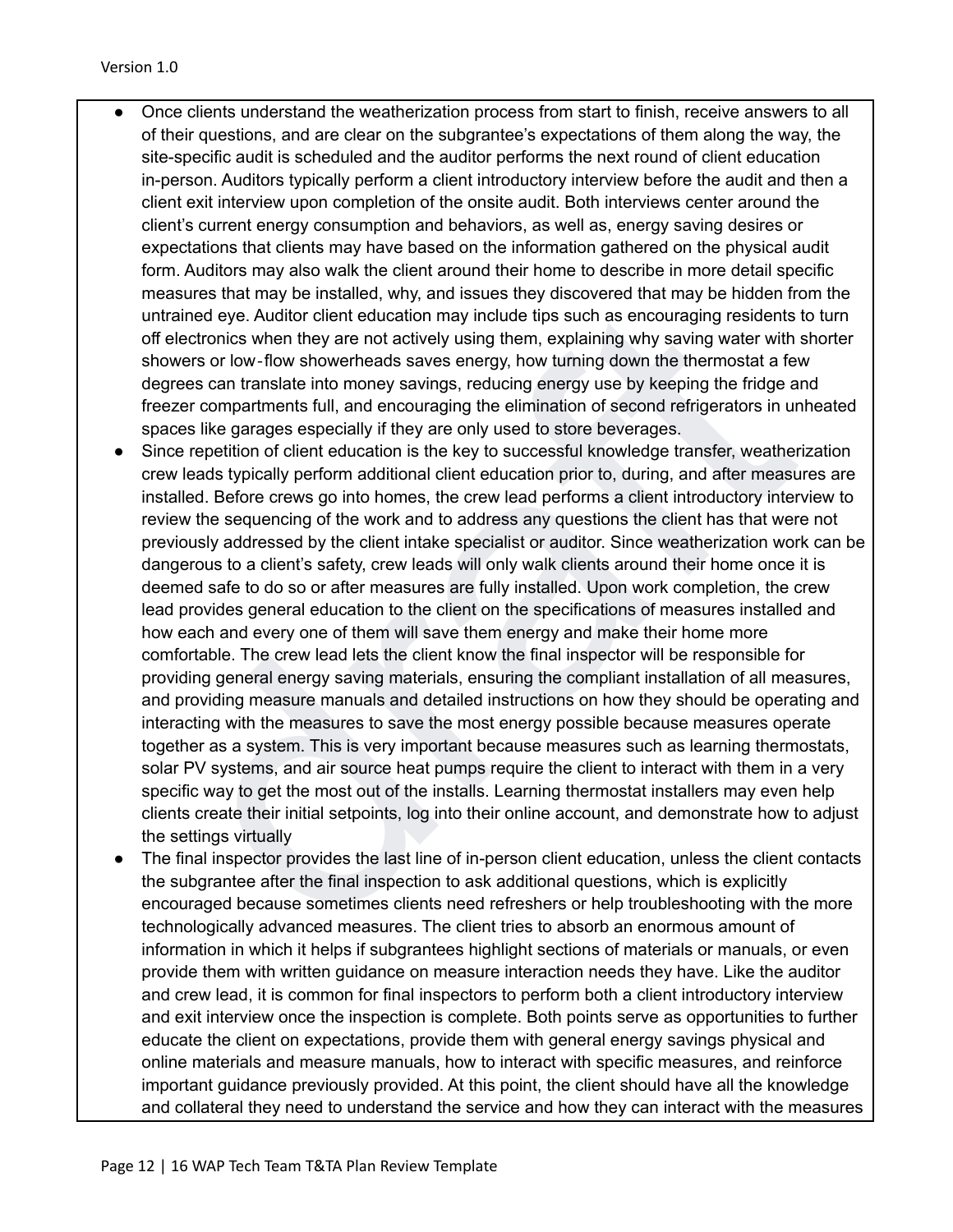- Once clients understand the weatherization process from start to finish, receive answers to all of their questions, and are clear on the subgrantee's expectations of them along the way, the site-specific audit is scheduled and the auditor performs the next round of client education in-person. Auditors typically perform a client introductory interview before the audit and then a client exit interview upon completion of the onsite audit. Both interviews center around the client's current energy consumption and behaviors, as well as, energy saving desires or expectations that clients may have based on the information gathered on the physical audit form. Auditors may also walk the client around their home to describe in more detail specific measures that may be installed, why, and issues they discovered that may be hidden from the untrained eye. Auditor client education may include tips such as encouraging residents to turn off electronics when they are not actively using them, explaining why saving water with shorter showers or low-flow showerheads saves energy, how turning down the thermostat a few degrees can translate into money savings, reducing energy use by keeping the fridge and freezer compartments full, and encouraging the elimination of second refrigerators in unheated spaces like garages especially if they are only used to store beverages.
- Since repetition of client education is the key to successful knowledge transfer, weatherization crew leads typically perform additional client education prior to, during, and after measures are installed. Before crews go into homes, the crew lead performs a client introductory interview to review the sequencing of the work and to address any questions the client has that were not previously addressed by the client intake specialist or auditor. Since weatherization work can be dangerous to a client's safety, crew leads will only walk clients around their home once it is deemed safe to do so or after measures are fully installed. Upon work completion, the crew lead provides general education to the client on the specifications of measures installed and how each and every one of them will save them energy and make their home more comfortable. The crew lead lets the client know the final inspector will be responsible for providing general energy saving materials, ensuring the compliant installation of all measures, and providing measure manuals and detailed instructions on how they should be operating and interacting with the measures to save the most energy possible because measures operate together as a system. This is very important because measures such as learning thermostats, solar PV systems, and air source heat pumps require the client to interact with them in a very specific way to get the most out of the installs. Learning thermostat installers may even help clients create their initial setpoints, log into their online account, and demonstrate how to adjust the settings virtually
- The final inspector provides the last line of in-person client education, unless the client contacts the subgrantee after the final inspection to ask additional questions, which is explicitly encouraged because sometimes clients need refreshers or help troubleshooting with the more technologically advanced measures. The client tries to absorb an enormous amount of information in which it helps if subgrantees highlight sections of materials or manuals, or even provide them with written guidance on measure interaction needs they have. Like the auditor and crew lead, it is common for final inspectors to perform both a client introductory interview and exit interview once the inspection is complete. Both points serve as opportunities to further educate the client on expectations, provide them with general energy savings physical and online materials and measure manuals, how to interact with specific measures, and reinforce important guidance previously provided. At this point, the client should have all the knowledge and collateral they need to understand the service and how they can interact with the measures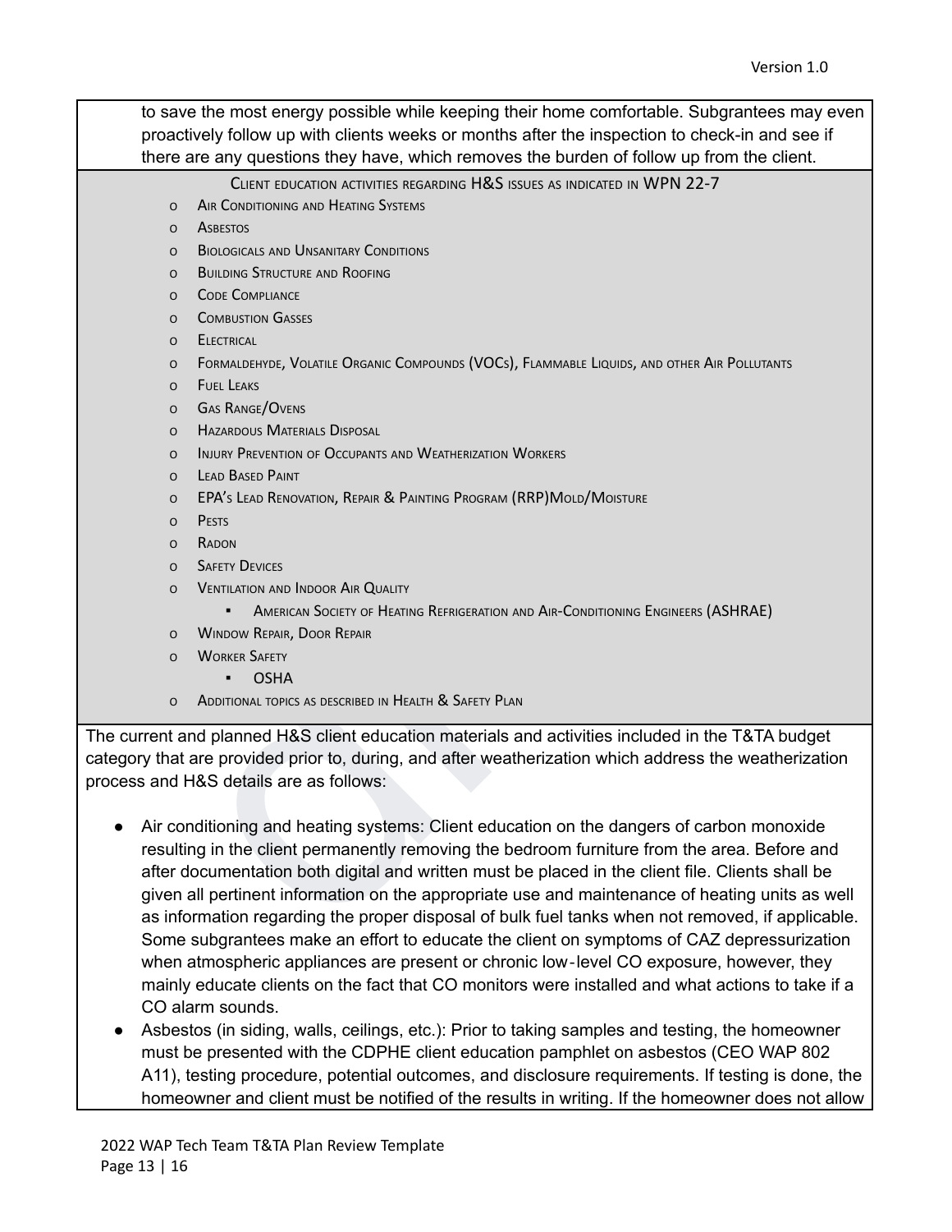to save the most energy possible while keeping their home comfortable. Subgrantees may even proactively follow up with clients weeks or months after the inspection to check-in and see if there are any questions they have, which removes the burden of follow up from the client.

CLIENT EDUCATION ACTIVITIES REGARDING H&S ISSUES AS INDICATED IN WPN 22-7

- AIR CONDITIONING AND HEATING SYSTEMS
- ASBESTOS
- BIOLOGICALS AND UNSANITARY CONDITIONS
- BUILDING STRUCTURE AND ROOFING
- CODE COMPLIANCE
- COMBUSTION GASSES
- ELECTRICAL
- FORMALDEHYDE, VOLATILE ORGANIC COMPOUNDS (VOCS), FLAMMABLE LIQUIDS, AND OTHER AIR POLLUTANTS
- FUEL LEAKS
- GAS RANGE/OVENS
- HAZARDOUS MATERIALS DISPOSAL
- INJURY PREVENTION OF OCCUPANTS AND WEATHERIZATION WORKERS
- LEAD BASED PAINT
- EPA'S LEAD RENOVATION, REPAIR & PAINTING PROGRAM (RRP)MOLD/MOISTURE
- PESTS
- RADON
- SAFETY DEVICES
- VENTILATION AND INDOOR AIR QUALITY
  - AMERICAN SOCIETY OF HEATING REFRIGERATION AND AIR-CONDITIONING ENGINEERS (ASHRAE)
- WINDOW REPAIR, DOOR REPAIR
- WORKER SAFETY
  - OSHA
- ADDITIONAL TOPICS AS DESCRIBED IN HEALTH & SAFETY PLAN

The current and planned H&S client education materials and activities included in the T&TA budget category that are provided prior to, during, and after weatherization which address the weatherization process and H&S details are as follows:

- Air conditioning and heating systems: Client education on the dangers of carbon monoxide resulting in the client permanently removing the bedroom furniture from the area. Before and after documentation both digital and written must be placed in the client file. Clients shall be given all pertinent information on the appropriate use and maintenance of heating units as well as information regarding the proper disposal of bulk fuel tanks when not removed, if applicable. Some subgrantees make an effort to educate the client on symptoms of CAZ depressurization when atmospheric appliances are present or chronic low-level CO exposure, however, they mainly educate clients on the fact that CO monitors were installed and what actions to take if a CO alarm sounds.
- Asbestos (in siding, walls, ceilings, etc.): Prior to taking samples and testing, the homeowner must be presented with the CDPHE client education pamphlet on asbestos (CEO WAP 802 A11), testing procedure, potential outcomes, and disclosure requirements. If testing is done, the homeowner and client must be notified of the results in writing. If the homeowner does not allow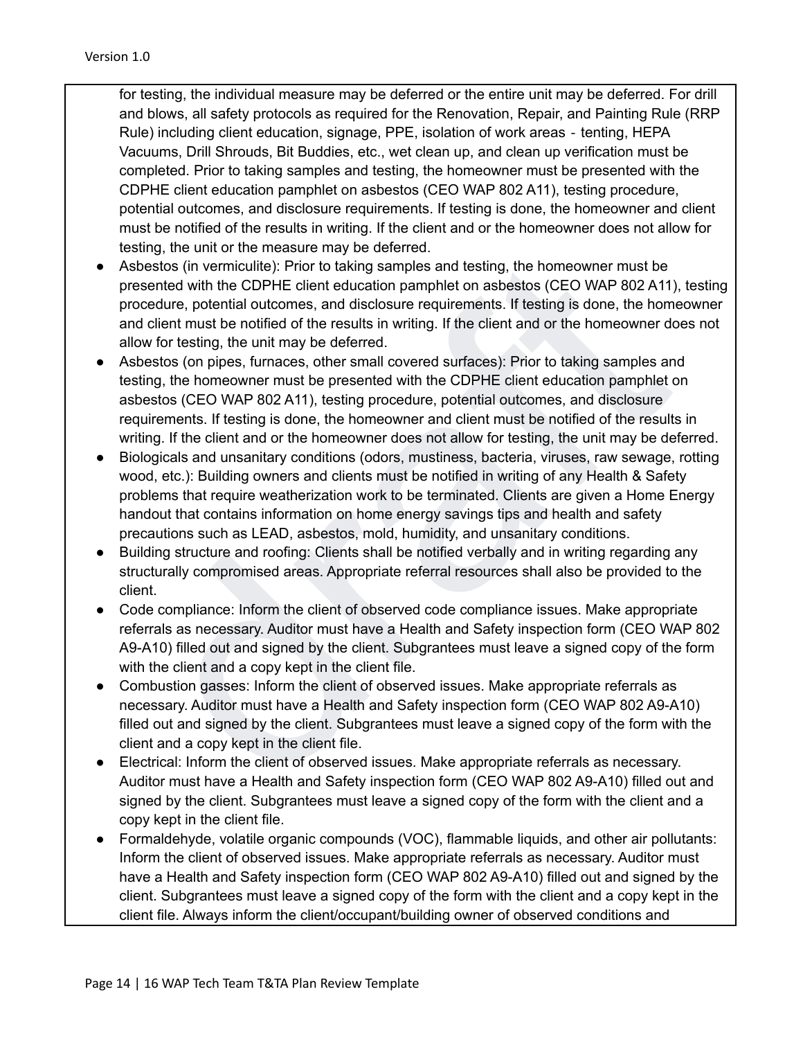for testing, the individual measure may be deferred or the entire unit may be deferred. For drill and blows, all safety protocols as required for the Renovation, Repair, and Painting Rule (RRP Rule) including client education, signage, PPE, isolation of work areas - tenting, HEPA Vacuums, Drill Shrouds, Bit Buddies, etc., wet clean up, and clean up verification must be completed. Prior to taking samples and testing, the homeowner must be presented with the CDPHE client education pamphlet on asbestos (CEO WAP 802 A11), testing procedure, potential outcomes, and disclosure requirements. If testing is done, the homeowner and client must be notified of the results in writing. If the client and or the homeowner does not allow for testing, the unit or the measure may be deferred.

- Asbestos (in vermiculite): Prior to taking samples and testing, the homeowner must be presented with the CDPHE client education pamphlet on asbestos (CEO WAP 802 A11), testing procedure, potential outcomes, and disclosure requirements. If testing is done, the homeowner and client must be notified of the results in writing. If the client and or the homeowner does not allow for testing, the unit may be deferred.
- Asbestos (on pipes, furnaces, other small covered surfaces): Prior to taking samples and testing, the homeowner must be presented with the CDPHE client education pamphlet on asbestos (CEO WAP 802 A11), testing procedure, potential outcomes, and disclosure requirements. If testing is done, the homeowner and client must be notified of the results in writing. If the client and or the homeowner does not allow for testing, the unit may be deferred.
- Biologicals and unsanitary conditions (odors, mustiness, bacteria, viruses, raw sewage, rotting wood, etc.): Building owners and clients must be notified in writing of any Health & Safety problems that require weatherization work to be terminated. Clients are given a Home Energy handout that contains information on home energy savings tips and health and safety precautions such as LEAD, asbestos, mold, humidity, and unsanitary conditions.
- Building structure and roofing: Clients shall be notified verbally and in writing regarding any structurally compromised areas. Appropriate referral resources shall also be provided to the client.
- Code compliance: Inform the client of observed code compliance issues. Make appropriate referrals as necessary. Auditor must have a Health and Safety inspection form (CEO WAP 802 A9-A10) filled out and signed by the client. Subgrantees must leave a signed copy of the form with the client and a copy kept in the client file.
- Combustion gasses: Inform the client of observed issues. Make appropriate referrals as necessary. Auditor must have a Health and Safety inspection form (CEO WAP 802 A9-A10) filled out and signed by the client. Subgrantees must leave a signed copy of the form with the client and a copy kept in the client file.
- Electrical: Inform the client of observed issues. Make appropriate referrals as necessary. Auditor must have a Health and Safety inspection form (CEO WAP 802 A9-A10) filled out and signed by the client. Subgrantees must leave a signed copy of the form with the client and a copy kept in the client file.
- Formaldehyde, volatile organic compounds (VOC), flammable liquids, and other air pollutants: Inform the client of observed issues. Make appropriate referrals as necessary. Auditor must have a Health and Safety inspection form (CEO WAP 802 A9-A10) filled out and signed by the client. Subgrantees must leave a signed copy of the form with the client and a copy kept in the client file. Always inform the client/occupant/building owner of observed conditions and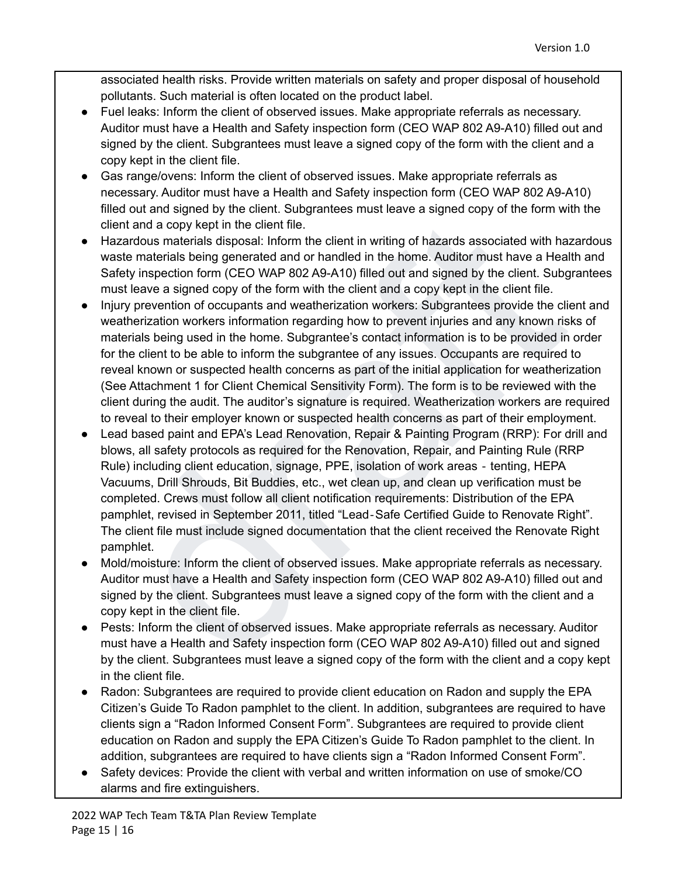associated health risks. Provide written materials on safety and proper disposal of household pollutants. Such material is often located on the product label.

- Fuel leaks: Inform the client of observed issues. Make appropriate referrals as necessary. Auditor must have a Health and Safety inspection form (CEO WAP 802 A9-A10) filled out and signed by the client. Subgrantees must leave a signed copy of the form with the client and a copy kept in the client file.
- Gas range/ovens: Inform the client of observed issues. Make appropriate referrals as necessary. Auditor must have a Health and Safety inspection form (CEO WAP 802 A9-A10) filled out and signed by the client. Subgrantees must leave a signed copy of the form with the client and a copy kept in the client file.
- Hazardous materials disposal: Inform the client in writing of hazards associated with hazardous waste materials being generated and or handled in the home. Auditor must have a Health and Safety inspection form (CEO WAP 802 A9-A10) filled out and signed by the client. Subgrantees must leave a signed copy of the form with the client and a copy kept in the client file.
- Injury prevention of occupants and weatherization workers: Subgrantees provide the client and weatherization workers information regarding how to prevent injuries and any known risks of materials being used in the home. Subgrantee's contact information is to be provided in order for the client to be able to inform the subgrantee of any issues. Occupants are required to reveal known or suspected health concerns as part of the initial application for weatherization (See Attachment 1 for Client Chemical Sensitivity Form). The form is to be reviewed with the client during the audit. The auditor's signature is required. Weatherization workers are required to reveal to their employer known or suspected health concerns as part of their employment.
- Lead based paint and EPA's Lead Renovation, Repair & Painting Program (RRP): For drill and blows, all safety protocols as required for the Renovation, Repair, and Painting Rule (RRP Rule) including client education, signage, PPE, isolation of work areas - tenting, HEPA Vacuums, Drill Shrouds, Bit Buddies, etc., wet clean up, and clean up verification must be completed. Crews must follow all client notification requirements: Distribution of the EPA pamphlet, revised in September 2011, titled "Lead-Safe Certified Guide to Renovate Right". The client file must include signed documentation that the client received the Renovate Right pamphlet.
- Mold/moisture: Inform the client of observed issues. Make appropriate referrals as necessary. Auditor must have a Health and Safety inspection form (CEO WAP 802 A9-A10) filled out and signed by the client. Subgrantees must leave a signed copy of the form with the client and a copy kept in the client file.
- Pests: Inform the client of observed issues. Make appropriate referrals as necessary. Auditor must have a Health and Safety inspection form (CEO WAP 802 A9-A10) filled out and signed by the client. Subgrantees must leave a signed copy of the form with the client and a copy kept in the client file.
- Radon: Subgrantees are required to provide client education on Radon and supply the EPA Citizen's Guide To Radon pamphlet to the client. In addition, subgrantees are required to have clients sign a "Radon Informed Consent Form". Subgrantees are required to provide client education on Radon and supply the EPA Citizen's Guide To Radon pamphlet to the client. In addition, subgrantees are required to have clients sign a "Radon Informed Consent Form".
- Safety devices: Provide the client with verbal and written information on use of smoke/CO alarms and fire extinguishers.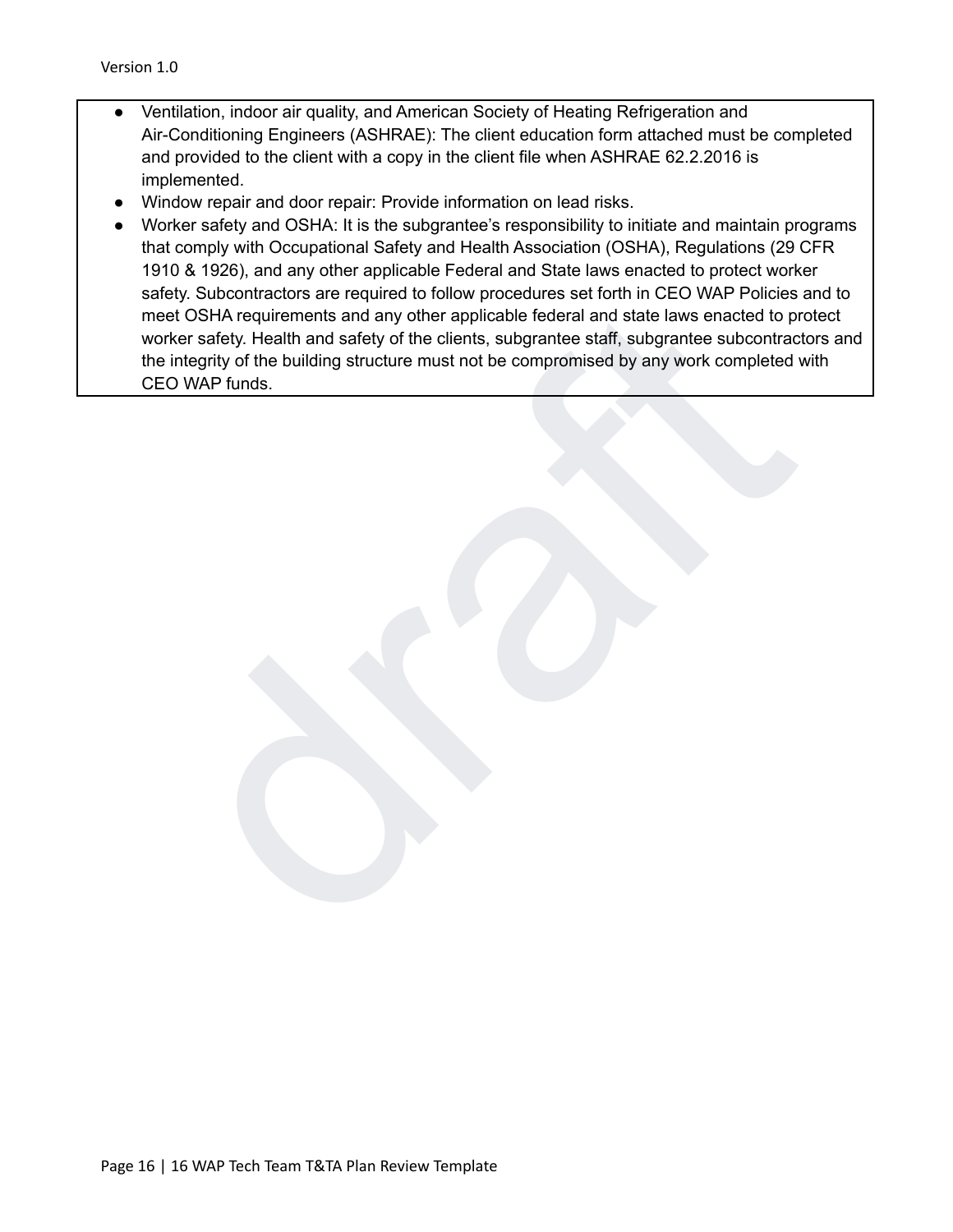- Ventilation, indoor air quality, and American Society of Heating Refrigeration and Air-Conditioning Engineers (ASHRAE): The client education form attached must be completed and provided to the client with a copy in the client file when ASHRAE 62.2.2016 is implemented.
- Window repair and door repair: Provide information on lead risks.
- Worker safety and OSHA: It is the subgrantee's responsibility to initiate and maintain programs that comply with Occupational Safety and Health Association (OSHA), Regulations (29 CFR 1910 & 1926), and any other applicable Federal and State laws enacted to protect worker safety. Subcontractors are required to follow procedures set forth in CEO WAP Policies and to meet OSHA requirements and any other applicable federal and state laws enacted to protect worker safety. Health and safety of the clients, subgrantee staff, subgrantee subcontractors and the integrity of the building structure must not be compromised by any work completed with CEO WAP funds.